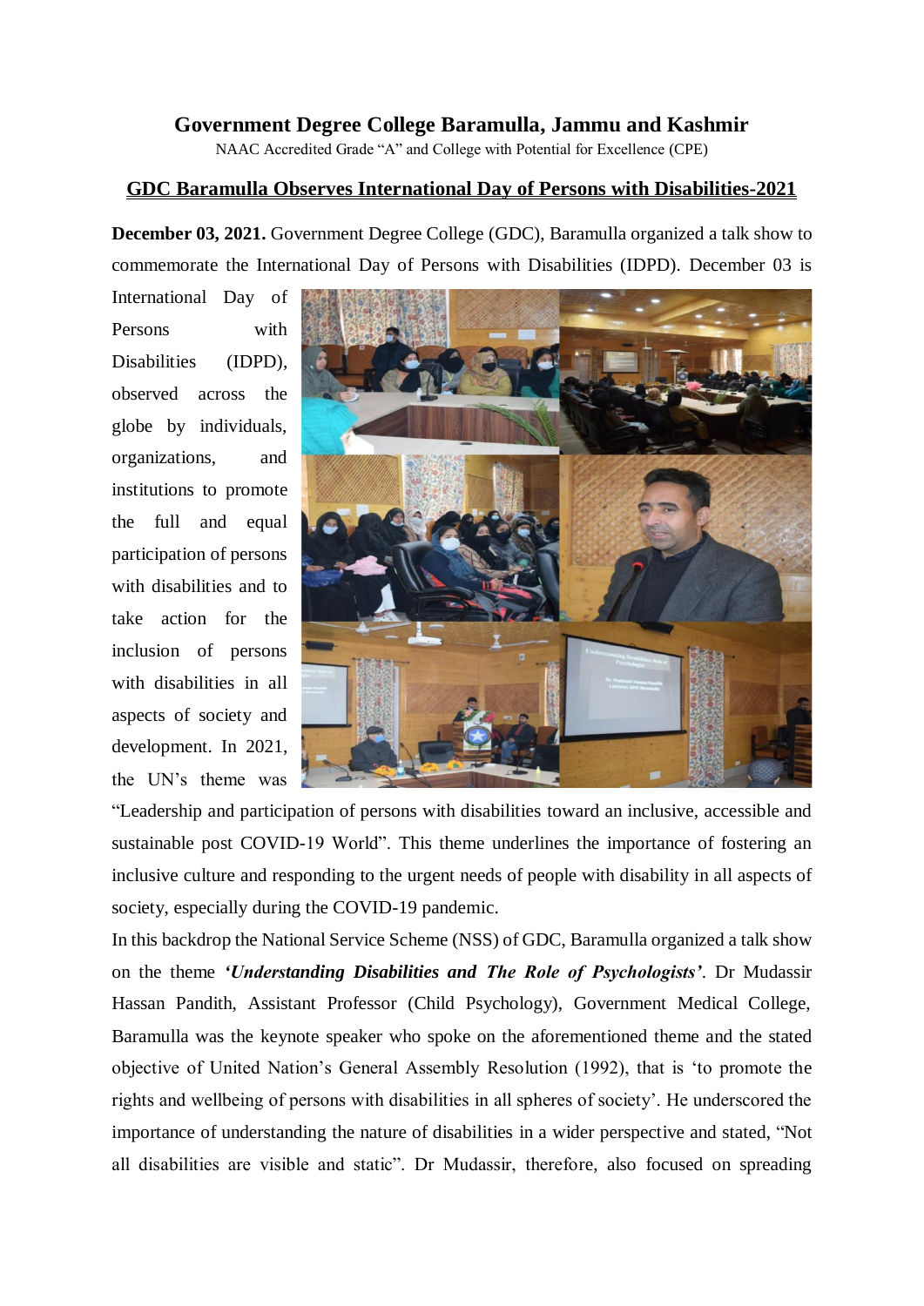# Government Degree College Baramulla, Jammu and Kashmir

NAAC Accredited Grade "A" and College with Potential for Excellence (CPE)

## GDC Baramulla Observes International Day of Persons with Disabilities-2021

**December 03, 2021.** Government Degree College (GDC), Baramulla organized a talk show to commemorate the International Day of Persons with Disabilities (IDPD). December 03 is International Day of Persons with Disabilities (IDPD), observed across the globe by individuals, organizations, and institutions to promote the full and equal participation of persons with disabilities and to take action for the inclusion of persons with disabilities in all aspects of society and development. In 2021, the UN's theme was "Leadership and participation of persons with disabilities toward an inclusive, accessible and sustainable post COVID-19 World". This theme underlines the importance of fostering an inclusive culture and responding to the urgent needs of people with disability in all aspects of society, especially during the COVID-19 pandemic.

In this backdrop the National Service Scheme (NSS) of GDC, Baramulla organized a talk show on the theme ***'Understanding Disabilities and The Role of Psychologists'***. Dr Mudassir Hassan Pandith, Assistant Professor (Child Psychology), Government Medical College, Baramulla was the keynote speaker who spoke on the aforementioned theme and the stated objective of United Nation's General Assembly Resolution (1992), that is 'to promote the rights and wellbeing of persons with disabilities in all spheres of society'. He underscored the importance of understanding the nature of disabilities in a wider perspective and stated, "Not all disabilities are visible and static". Dr Mudassir, therefore, also focused on spreading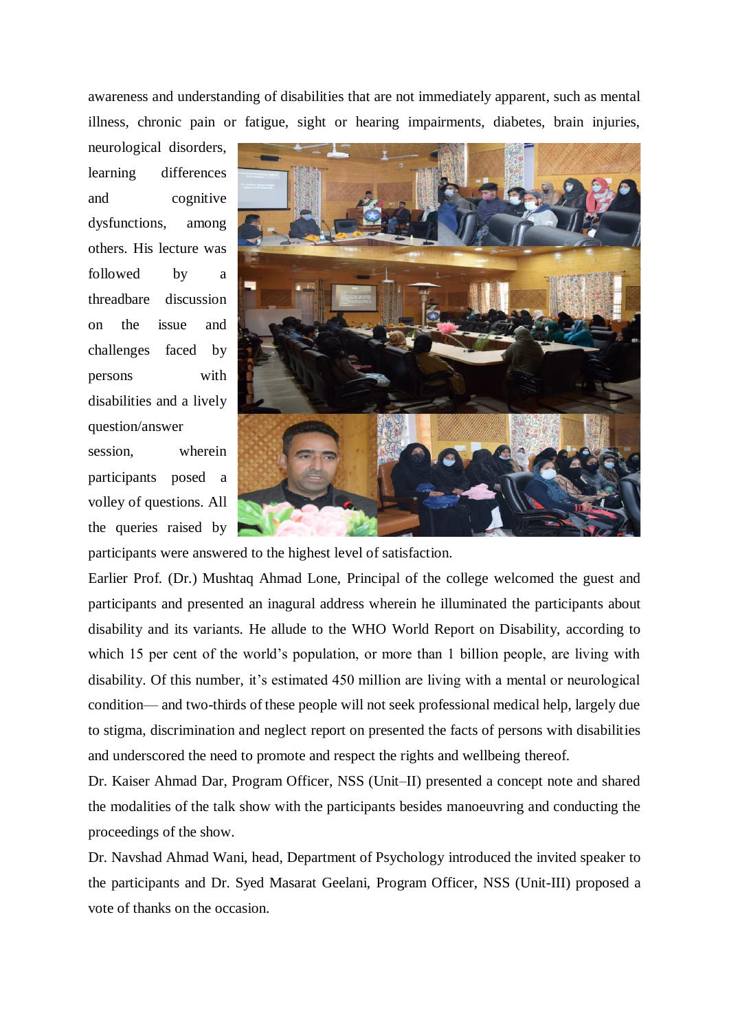awareness and understanding of disabilities that are not immediately apparent, such as mental illness, chronic pain or fatigue, sight or hearing impairments, diabetes, brain injuries, neurological disorders, learning differences and cognitive dysfunctions, among others. His lecture was followed by a threadbare discussion on the issue and challenges faced by persons with disabilities and a lively question/answer session, wherein participants posed a volley of questions. All the queries raised by participants were answered to the highest level of satisfaction.

Earlier Prof. (Dr.) Mushtaq Ahmad Lone, Principal of the college welcomed the guest and participants and presented an inagural address wherein he illuminated the participants about disability and its variants. He allude to the WHO World Report on Disability, according to which 15 per cent of the world's population, or more than 1 billion people, are living with disability. Of this number, it's estimated 450 million are living with a mental or neurological condition— and two-thirds of these people will not seek professional medical help, largely due to stigma, discrimination and neglect report on presented the facts of persons with disabilities and underscored the need to promote and respect the rights and wellbeing thereof.

Dr. Kaiser Ahmad Dar, Program Officer, NSS (Unit–II) presented a concept note and shared the modalities of the talk show with the participants besides manoeuvring and conducting the proceedings of the show.

Dr. Navshad Ahmad Wani, head, Department of Psychology introduced the invited speaker to the participants and Dr. Syed Masarat Geelani, Program Officer, NSS (Unit-III) proposed a vote of thanks on the occasion.